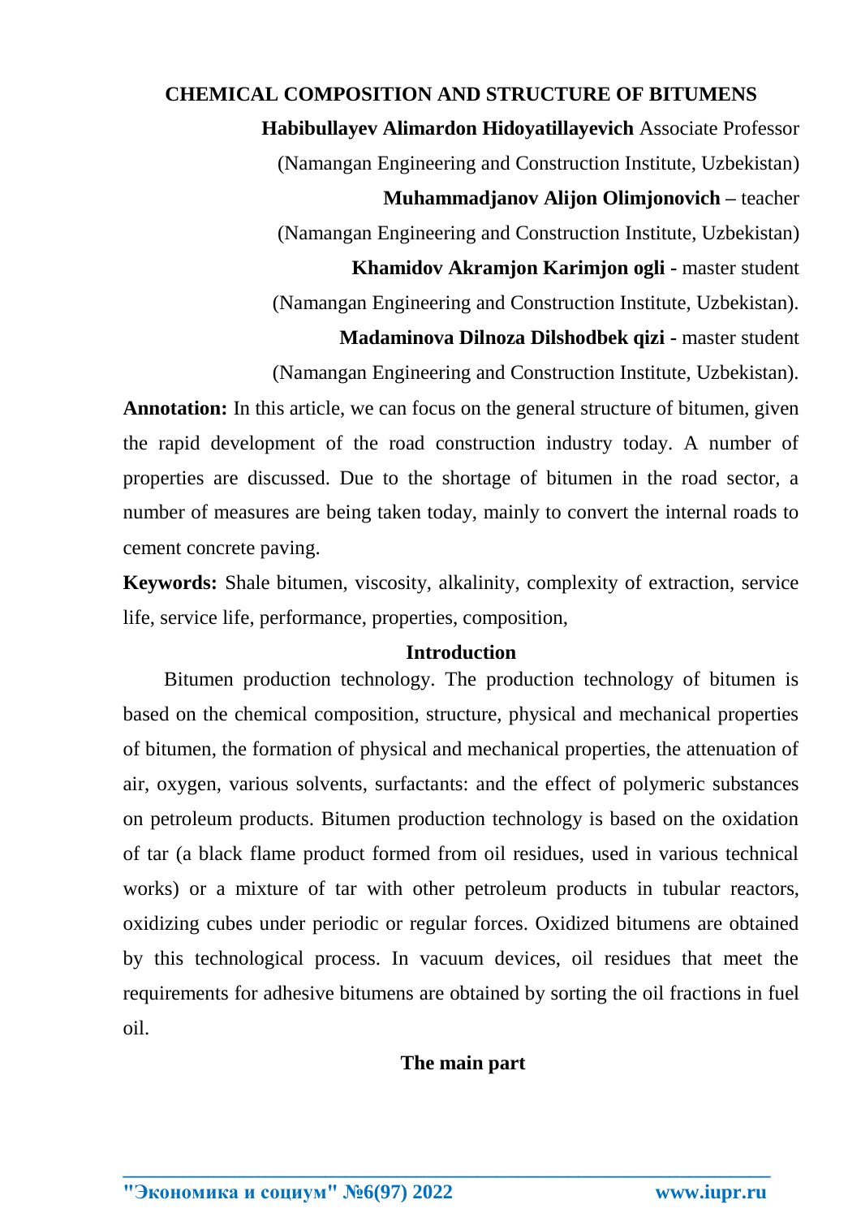# CHEMICAL COMPOSITION AND STRUCTURE OF BITUMENS

**Habibullayev Alimardon Hidoyatillayevich** Associate Professor

(Namangan Engineering and Construction Institute, Uzbekistan)

**Muhammadjanov Alijon Olimjonovich** – teacher

(Namangan Engineering and Construction Institute, Uzbekistan)

**Khamidov Akramjon Karimjon ogli** - master student

(Namangan Engineering and Construction Institute, Uzbekistan).

**Madaminova Dilnoza Dilshodbek qizi** - master student

(Namangan Engineering and Construction Institute, Uzbekistan).

**Annotation:** In this article, we can focus on the general structure of bitumen, given the rapid development of the road construction industry today. A number of properties are discussed. Due to the shortage of bitumen in the road sector, a number of measures are being taken today, mainly to convert the internal roads to cement concrete paving.

**Keywords:** Shale bitumen, viscosity, alkalinity, complexity of extraction, service life, service life, performance, properties, composition,

## Introduction

Bitumen production technology. The production technology of bitumen is based on the chemical composition, structure, physical and mechanical properties of bitumen, the formation of physical and mechanical properties, the attenuation of air, oxygen, various solvents, surfactants: and the effect of polymeric substances on petroleum products. Bitumen production technology is based on the oxidation of tar (a black flame product formed from oil residues, used in various technical works) or a mixture of tar with other petroleum products in tubular reactors, oxidizing cubes under periodic or regular forces. Oxidized bitumens are obtained by this technological process. In vacuum devices, oil residues that meet the requirements for adhesive bitumens are obtained by sorting the oil fractions in fuel oil.

## The main part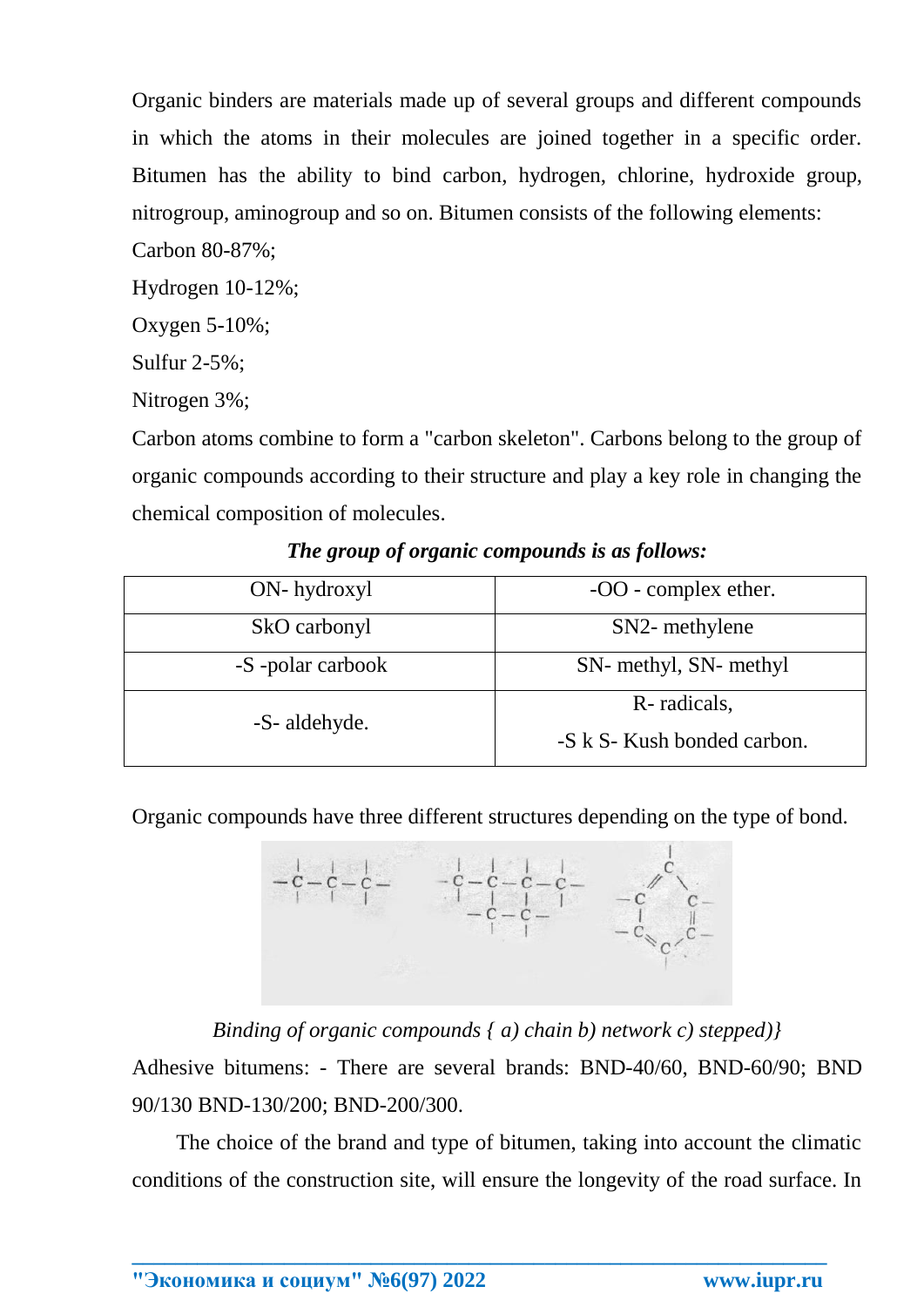Organic binders are materials made up of several groups and different compounds in which the atoms in their molecules are joined together in a specific order. Bitumen has the ability to bind carbon, hydrogen, chlorine, hydroxide group, nitrogroup, aminogroup and so on. Bitumen consists of the following elements:

Carbon 80-87%;

Hydrogen 10-12%;

Oxygen 5-10%;

Sulfur 2-5%;

Nitrogen 3%;

Carbon atoms combine to form a "carbon skeleton". Carbons belong to the group of organic compounds according to their structure and play a key role in changing the chemical composition of molecules.

***The group of organic compounds is as follows:***

| ON- hydroxyl | -OO - complex ether. |
|---|---|
| SkO carbonyl | SN2- methylene |
| -S -polar carbook | SN- methyl, SN- methyl |
| -S- aldehyde. | R- radicals, -S k S- Kush bonded carbon. |

Organic compounds have three different structures depending on the type of bond.

*Binding of organic compounds { a) chain b) network c) stepped)}*

Adhesive bitumens: - There are several brands: BND-40/60, BND-60/90; BND 90/130 BND-130/200; BND-200/300.

The choice of the brand and type of bitumen, taking into account the climatic conditions of the construction site, will ensure the longevity of the road surface. In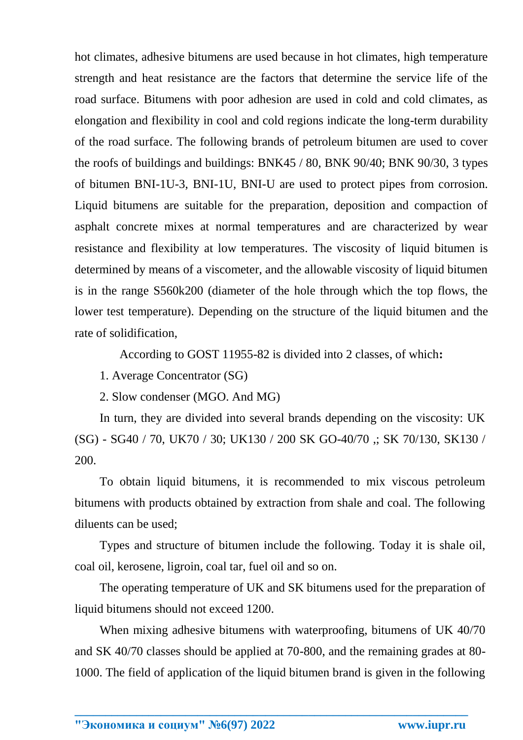hot climates, adhesive bitumens are used because in hot climates, high temperature strength and heat resistance are the factors that determine the service life of the road surface. Bitumens with poor adhesion are used in cold and cold climates, as elongation and flexibility in cool and cold regions indicate the long-term durability of the road surface. The following brands of petroleum bitumen are used to cover the roofs of buildings and buildings: BNK45 / 80, BNK 90/40; BNK 90/30, 3 types of bitumen BNI-1U-3, BNI-1U, BNI-U are used to protect pipes from corrosion. Liquid bitumens are suitable for the preparation, deposition and compaction of asphalt concrete mixes at normal temperatures and are characterized by wear resistance and flexibility at low temperatures. The viscosity of liquid bitumen is determined by means of a viscometer, and the allowable viscosity of liquid bitumen is in the range S560k200 (diameter of the hole through which the top flows, the lower test temperature). Depending on the structure of the liquid bitumen and the rate of solidification,

According to GOST 11955-82 is divided into 2 classes, of which**:**

1. Average Concentrator (SG)
2. Slow condenser (MGO. And MG)

In turn, they are divided into several brands depending on the viscosity: UK (SG) - SG40 / 70, UK70 / 30; UK130 / 200 SK GO-40/70 ,; SK 70/130, SK130 / 200.

To obtain liquid bitumens, it is recommended to mix viscous petroleum bitumens with products obtained by extraction from shale and coal. The following diluents can be used;

Types and structure of bitumen include the following. Today it is shale oil, coal oil, kerosene, ligroin, coal tar, fuel oil and so on.

The operating temperature of UK and SK bitumens used for the preparation of liquid bitumens should not exceed 1200.

When mixing adhesive bitumens with waterproofing, bitumens of UK 40/70 and SK 40/70 classes should be applied at 70-800, and the remaining grades at 80-1000. The field of application of the liquid bitumen brand is given in the following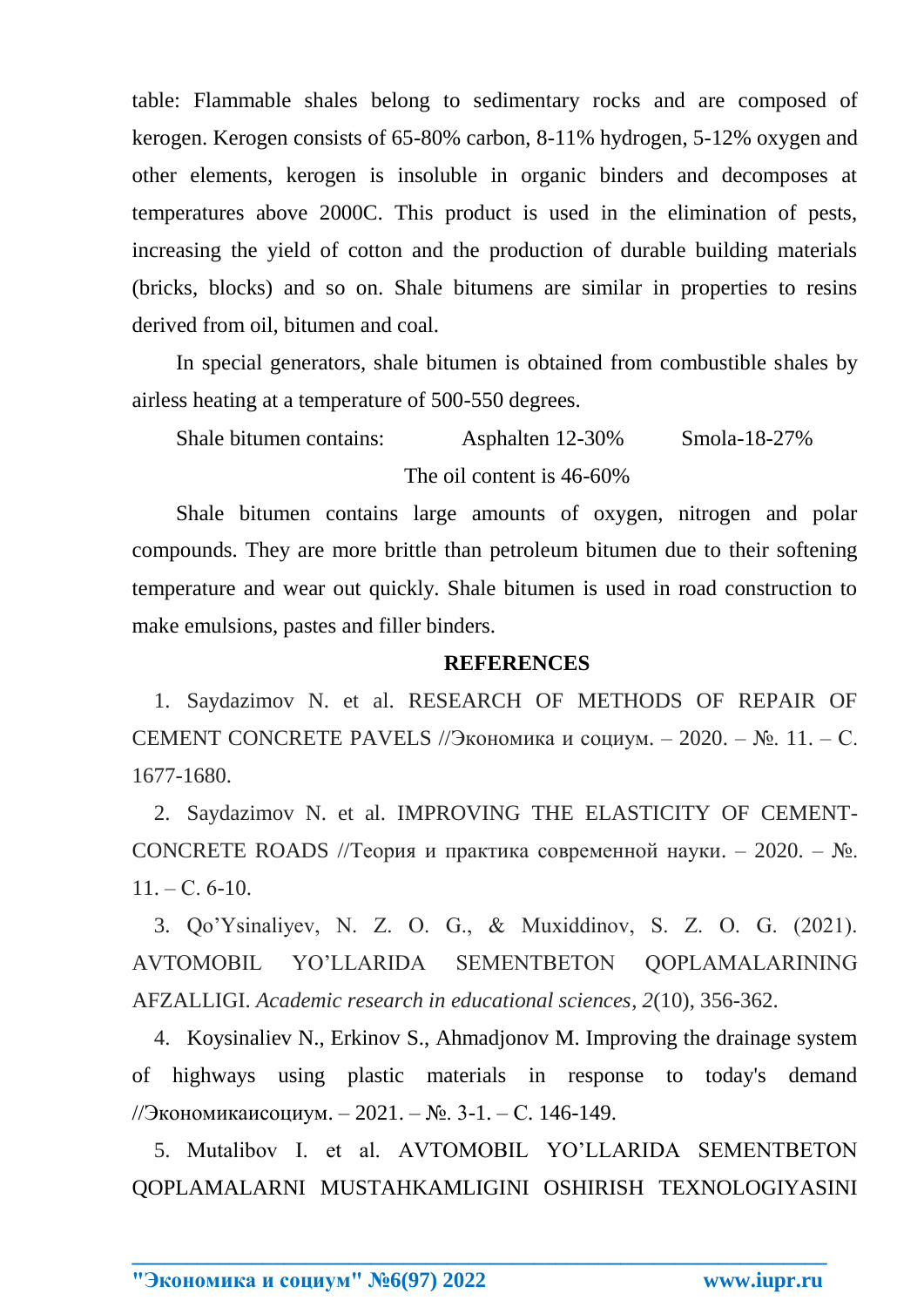table: Flammable shales belong to sedimentary rocks and are composed of kerogen. Kerogen consists of 65-80% carbon, 8-11% hydrogen, 5-12% oxygen and other elements, kerogen is insoluble in organic binders and decomposes at temperatures above 2000C. This product is used in the elimination of pests, increasing the yield of cotton and the production of durable building materials (bricks, blocks) and so on. Shale bitumens are similar in properties to resins derived from oil, bitumen and coal.

In special generators, shale bitumen is obtained from combustible shales by airless heating at a temperature of 500-550 degrees.

Shale bitumen contains: Asphalten 12-30% Smola-18-27%

The oil content is 46-60%

Shale bitumen contains large amounts of oxygen, nitrogen and polar compounds. They are more brittle than petroleum bitumen due to their softening temperature and wear out quickly. Shale bitumen is used in road construction to make emulsions, pastes and filler binders.

**REFERENCES**

1. Saydazimov N. et al. RESEARCH OF METHODS OF REPAIR OF CEMENT CONCRETE PAVELS //Экономика и социум. – 2020. – №. 11. – С. 1677-1680.
2. Saydazimov N. et al. IMPROVING THE ELASTICITY OF CEMENT-CONCRETE ROADS //Теория и практика современной науки. – 2020. – №. 11. – С. 6-10.
3. Qo'Ysinaliyev, N. Z. O. G., & Muxiddinov, S. Z. O. G. (2021). AVTOMOBIL YO'LLARIDA SEMENTBETON QOPLAMALARINING AFZALLIGI. *Academic research in educational sciences*, *2*(10), 356-362.
4. Koysinaliev N., Erkinov S., Ahmadjonov M. Improving the drainage system of highways using plastic materials in response to today's demand //Экономикаисоциум. – 2021. – №. 3-1. – С. 146-149.
5. Mutalibov I. et al. AVTOMOBIL YO'LLARIDA SEMENTBETON QOPLAMALARNI MUSTAHKAMLIGINI OSHIRISH TEXNOLOGIYASINI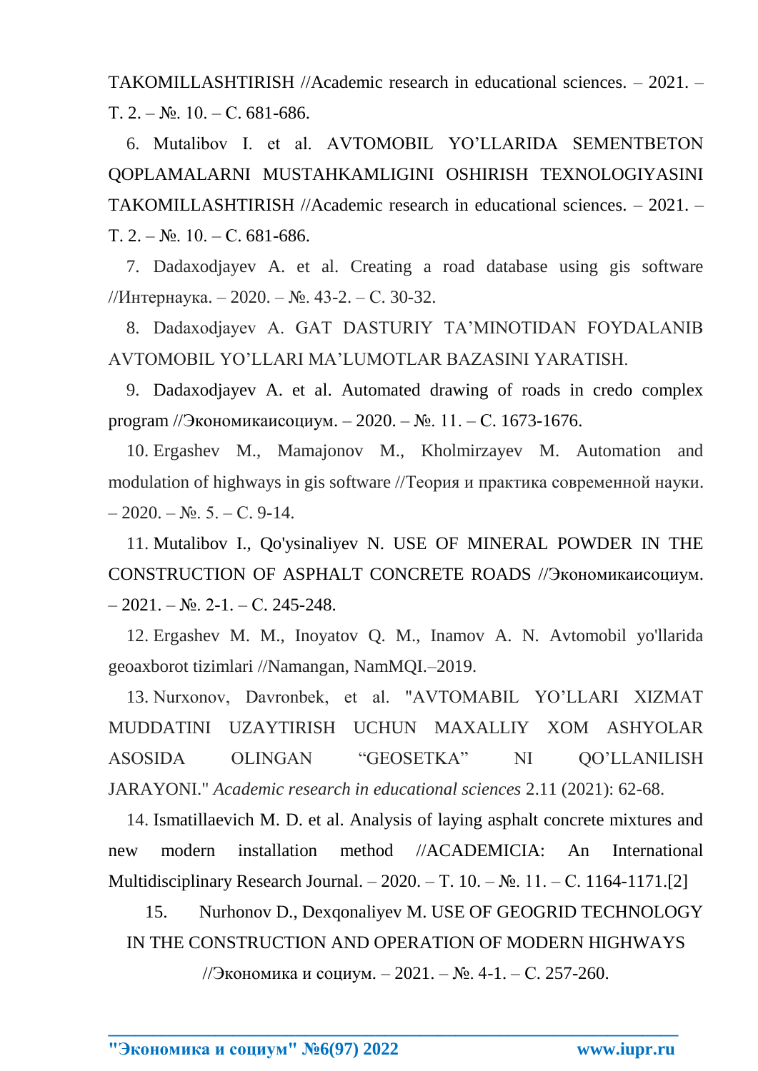TAKOMILLASHTIRISH //Academic research in educational sciences. – 2021. – T. 2. – №. 10. – С. 681-686.

6. Mutalibov I. et al. AVTOMOBIL YO’LLARIDA SEMENTBETON QOPLAMALARNI MUSTAHKAMLIGINI OSHIRISH TEXNOLOGIYASINI TAKOMILLASHTIRISH //Academic research in educational sciences. – 2021. – T. 2. – №. 10. – С. 681-686.

7. Dadaxodjayev A. et al. Creating a road database using gis software //Интернаука. – 2020. – №. 43-2. – С. 30-32.

8. Dadaxodjayev A. GAT DASTURIY TA’MINOTIDAN FOYDALANIB AVTOMOBIL YO’LLARI MA’LUMOTLAR BAZASINI YARATISH.

9. Dadaxodjayev A. et al. Automated drawing of roads in credo complex program //Экономикаисоциум. – 2020. – №. 11. – С. 1673-1676.

10. Ergashev M., Mamajonov M., Kholmirzayev M. Automation and modulation of highways in gis software //Теория и практика современной науки. – 2020. – №. 5. – С. 9-14.

11. Mutalibov I., Qo'ysinaliyev N. USE OF MINERAL POWDER IN THE CONSTRUCTION OF ASPHALT CONCRETE ROADS //Экономикаисоциум. – 2021. – №. 2-1. – С. 245-248.

12. Ergashev M. M., Inoyatov Q. M., Inamov A. N. Avtomobil yo'llarida geoaxborot tizimlari //Namangan, NamMQI.–2019.

13. Nurxonov, Davronbek, et al. "AVTOMABIL YO’LLARI XIZMAT MUDDATINI UZAYTIRISH UCHUN MAXALLIY XOM ASHYOLAR ASOSIDA OLINGAN “GEOSETKA” NI QO’LLANILISH JARAYONI." *Academic research in educational sciences* 2.11 (2021): 62-68.

14. Ismatillaevich M. D. et al. Analysis of laying asphalt concrete mixtures and new modern installation method //ACADEMICIA: An International Multidisciplinary Research Journal. – 2020. – Т. 10. – №. 11. – С. 1164-1171.[2]

15. Nurhonov D., Dexqonaliyev M. USE OF GEOGRID TECHNOLOGY IN THE CONSTRUCTION AND OPERATION OF MODERN HIGHWAYS //Экономика и социум. – 2021. – №. 4-1. – С. 257-260.